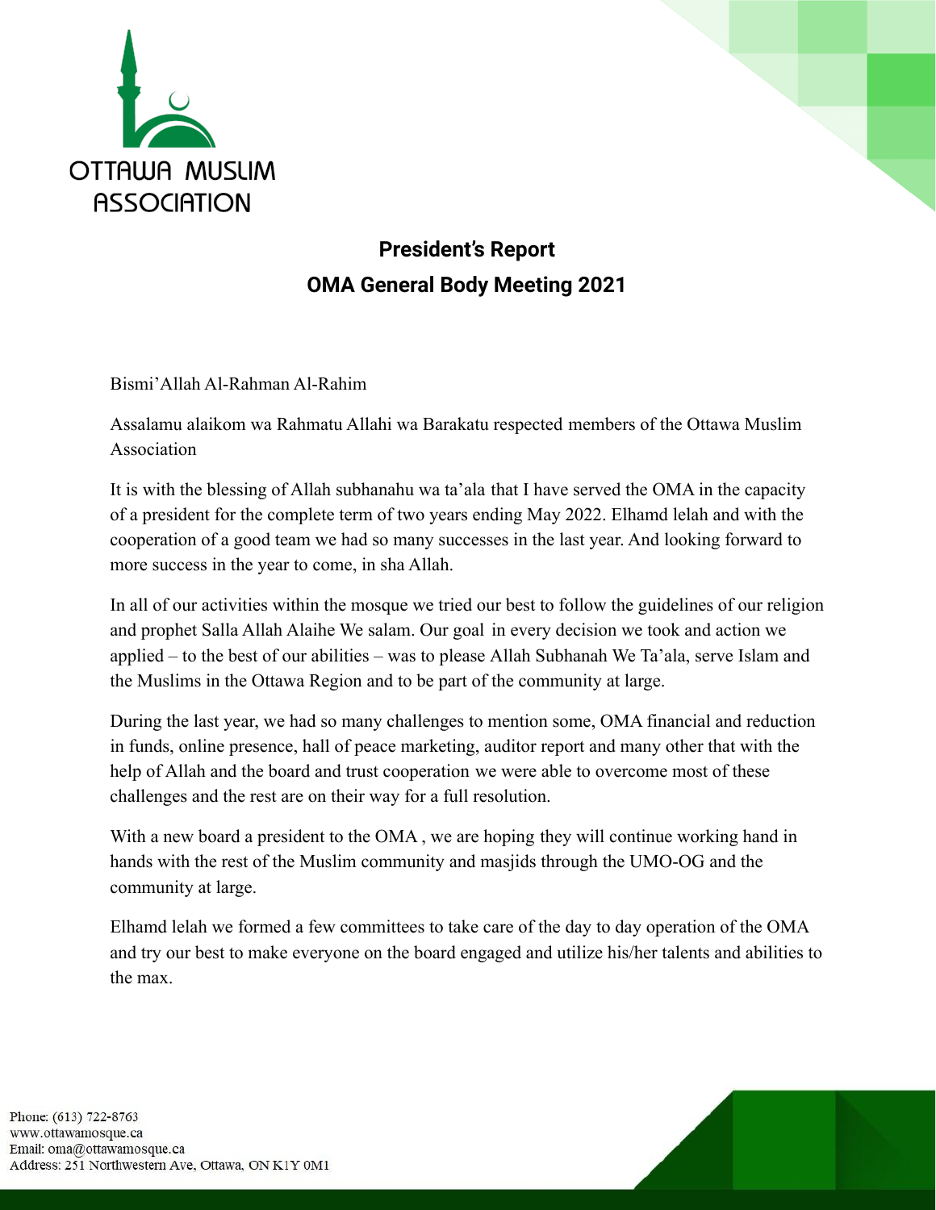OTTAWA MUSLIM ASSOCIATION

## President's Report
## OMA General Body Meeting 2021

Bismi'Allah Al-Rahman Al-Rahim

Assalamu alaikom wa Rahmatu Allahi wa Barakatu respected members of the Ottawa Muslim Association

It is with the blessing of Allah subhanahu wa ta'ala that I have served the OMA in the capacity of a president for the complete term of two years ending May 2022. Elhamd lelah and with the cooperation of a good team we had so many successes in the last year. And looking forward to more success in the year to come, in sha Allah.

In all of our activities within the mosque we tried our best to follow the guidelines of our religion and prophet Salla Allah Alaihe We salam. Our goal in every decision we took and action we applied – to the best of our abilities – was to please Allah Subhanah We Ta'ala, serve Islam and the Muslims in the Ottawa Region and to be part of the community at large.

During the last year, we had so many challenges to mention some, OMA financial and reduction in funds, online presence, hall of peace marketing, auditor report and many other that with the help of Allah and the board and trust cooperation we were able to overcome most of these challenges and the rest are on their way for a full resolution.

With a new board a president to the OMA , we are hoping they will continue working hand in hands with the rest of the Muslim community and masjids through the UMO-OG and the community at large.

Elhamd lelah we formed a few committees to take care of the day to day operation of the OMA and try our best to make everyone on the board engaged and utilize his/her talents and abilities to the max.

Phone: (613) 722-8763
www.ottawamosque.ca
Email: oma@ottawamosque.ca
Address: 251 Northwestern Ave, Ottawa, ON K1Y 0M1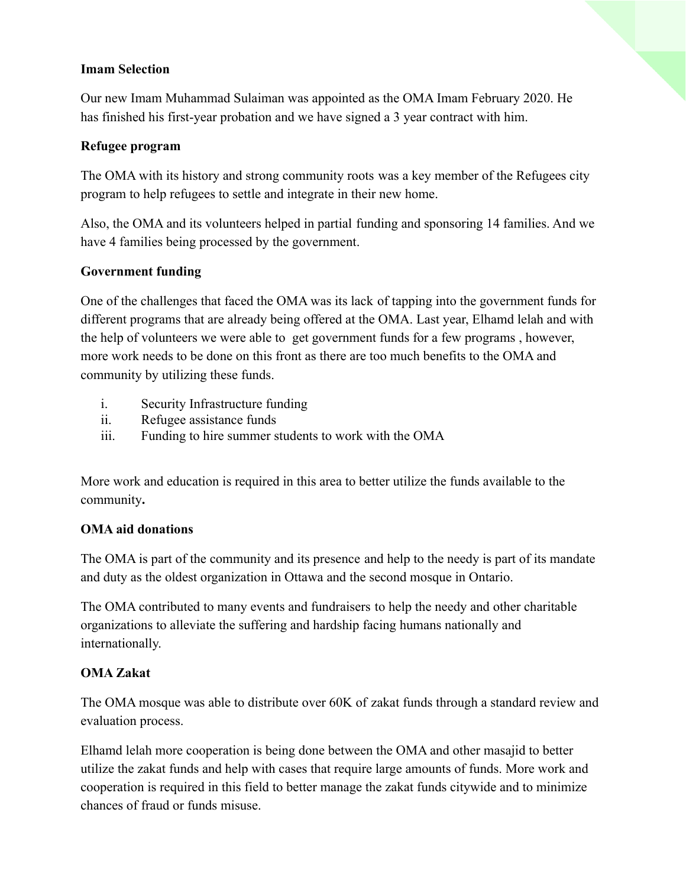**Imam Selection**

Our new Imam Muhammad Sulaiman was appointed as the OMA Imam February 2020. He has finished his first-year probation and we have signed a 3 year contract with him.

**Refugee program**

The OMA with its history and strong community roots was a key member of the Refugees city program to help refugees to settle and integrate in their new home.

Also, the OMA and its volunteers helped in partial funding and sponsoring 14 families. And we have 4 families being processed by the government.

**Government funding**

One of the challenges that faced the OMA was its lack of tapping into the government funds for different programs that are already being offered at the OMA. Last year, Elhamd lelah and with the help of volunteers we were able to get government funds for a few programs , however, more work needs to be done on this front as there are too much benefits to the OMA and community by utilizing these funds.

i. Security Infrastructure funding
ii. Refugee assistance funds
iii. Funding to hire summer students to work with the OMA

More work and education is required in this area to better utilize the funds available to the community**.**

**OMA aid donations**

The OMA is part of the community and its presence and help to the needy is part of its mandate and duty as the oldest organization in Ottawa and the second mosque in Ontario.

The OMA contributed to many events and fundraisers to help the needy and other charitable organizations to alleviate the suffering and hardship facing humans nationally and internationally.

**OMA Zakat**

The OMA mosque was able to distribute over 60K of zakat funds through a standard review and evaluation process.

Elhamd lelah more cooperation is being done between the OMA and other masajid to better utilize the zakat funds and help with cases that require large amounts of funds. More work and cooperation is required in this field to better manage the zakat funds citywide and to minimize chances of fraud or funds misuse.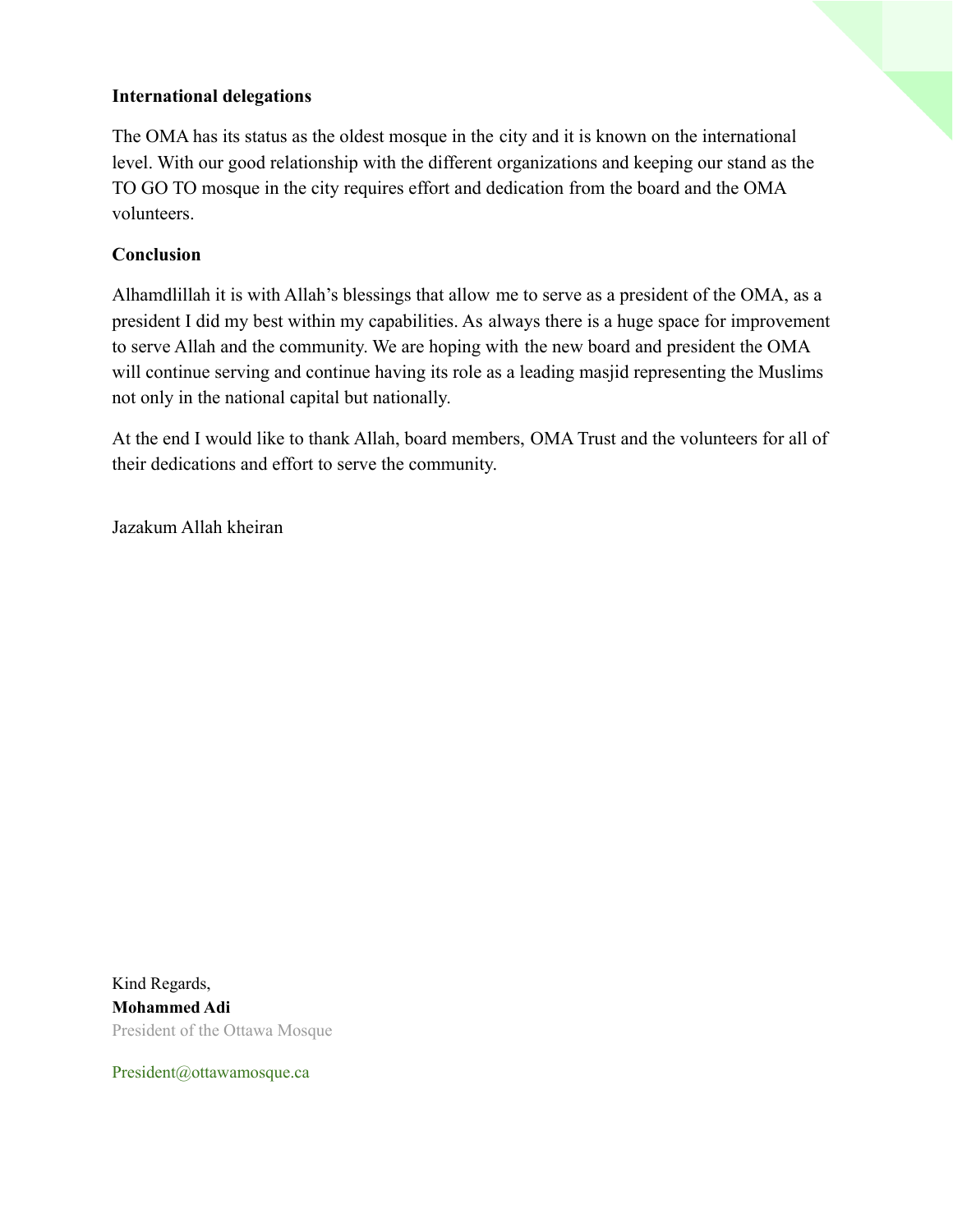**International delegations**

The OMA has its status as the oldest mosque in the city and it is known on the international level. With our good relationship with the different organizations and keeping our stand as the TO GO TO mosque in the city requires effort and dedication from the board and the OMA volunteers.

**Conclusion**

Alhamdlillah it is with Allah's blessings that allow me to serve as a president of the OMA, as a president I did my best within my capabilities. As always there is a huge space for improvement to serve Allah and the community. We are hoping with the new board and president the OMA will continue serving and continue having its role as a leading masjid representing the Muslims not only in the national capital but nationally.

At the end I would like to thank Allah, board members, OMA Trust and the volunteers for all of their dedications and effort to serve the community.

Jazakum Allah kheiran

Kind Regards,
**Mohammed Adi**
President of the Ottawa Mosque

President@ottawamosque.ca